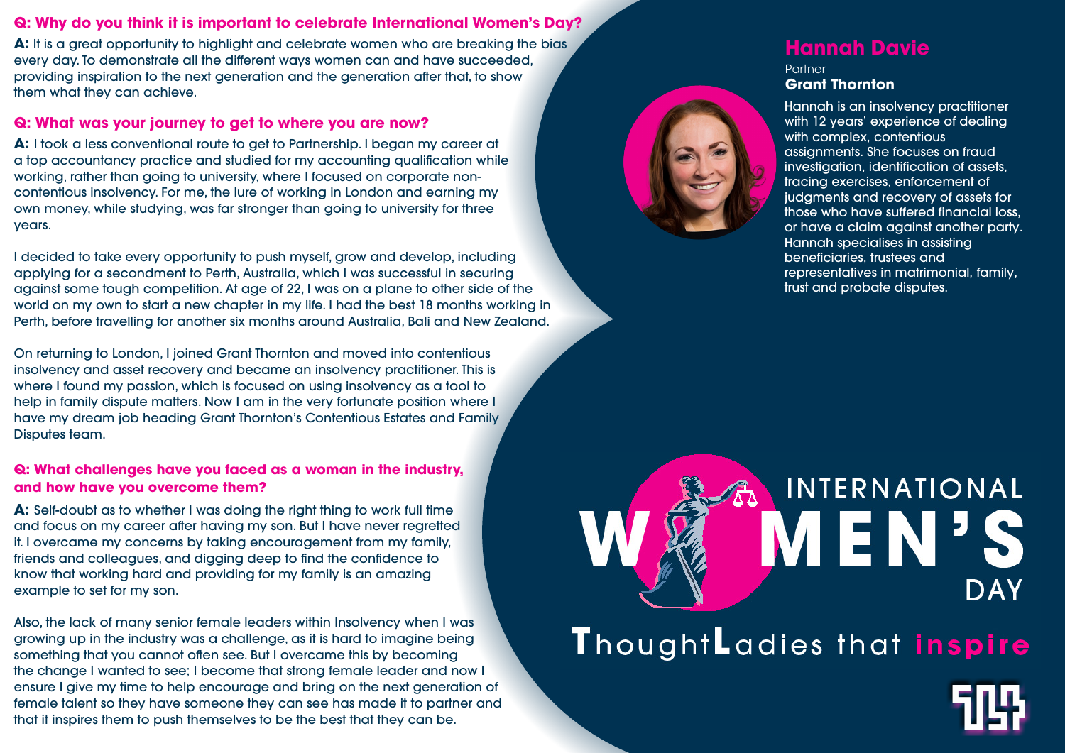## Hannah Davie

Partner

**Grant Thornton**

Hannah is an insolvency practitioner with 12 years' experience of dealing with complex, contentious assignments. She focuses on fraud investigation, identification of assets, tracing exercises, enforcement of judgments and recovery of assets for those who have suffered financial loss, or have a claim against another party. Hannah specialises in assisting beneficiaries, trustees and representatives in matrimonial, family, trust and probate disputes.

### Q: Why do you think it is important to celebrate International Women's Day?

**A:** It is a great opportunity to highlight and celebrate women who are breaking the bias every day. To demonstrate all the different ways women can and have succeeded, providing inspiration to the next generation and the generation after that, to show them what they can achieve.

### Q: What was your journey to get to where you are now?

**A:** I took a less conventional route to get to Partnership. I began my career at a top accountancy practice and studied for my accounting qualification while working, rather than going to university, where I focused on corporate non-contentious insolvency. For me, the lure of working in London and earning my own money, while studying, was far stronger than going to university for three years.

I decided to take every opportunity to push myself, grow and develop, including applying for a secondment to Perth, Australia, which I was successful in securing against some tough competition. At age of 22, I was on a plane to other side of the world on my own to start a new chapter in my life. I had the best 18 months working in Perth, before travelling for another six months around Australia, Bali and New Zealand.

On returning to London, I joined Grant Thornton and moved into contentious insolvency and asset recovery and became an insolvency practitioner. This is where I found my passion, which is focused on using insolvency as a tool to help in family dispute matters. Now I am in the very fortunate position where I have my dream job heading Grant Thornton's Contentious Estates and Family Disputes team.

### Q: What challenges have you faced as a woman in the industry, and how have you overcome them?

**A:** Self-doubt as to whether I was doing the right thing to work full time and focus on my career after having my son. But I have never regretted it. I overcame my concerns by taking encouragement from my family, friends and colleagues, and digging deep to find the confidence to know that working hard and providing for my family is an amazing example to set for my son.

Also, the lack of many senior female leaders within Insolvency when I was growing up in the industry was a challenge, as it is hard to imagine being something that you cannot often see. But I overcame this by becoming the change I wanted to see; I become that strong female leader and now I ensure I give my time to help encourage and bring on the next generation of female talent so they have someone they can see has made it to partner and that it inspires them to push themselves to be the best that they can be.

INTERNATIONAL WOMEN'S DAY

ThoughtLadies that inspire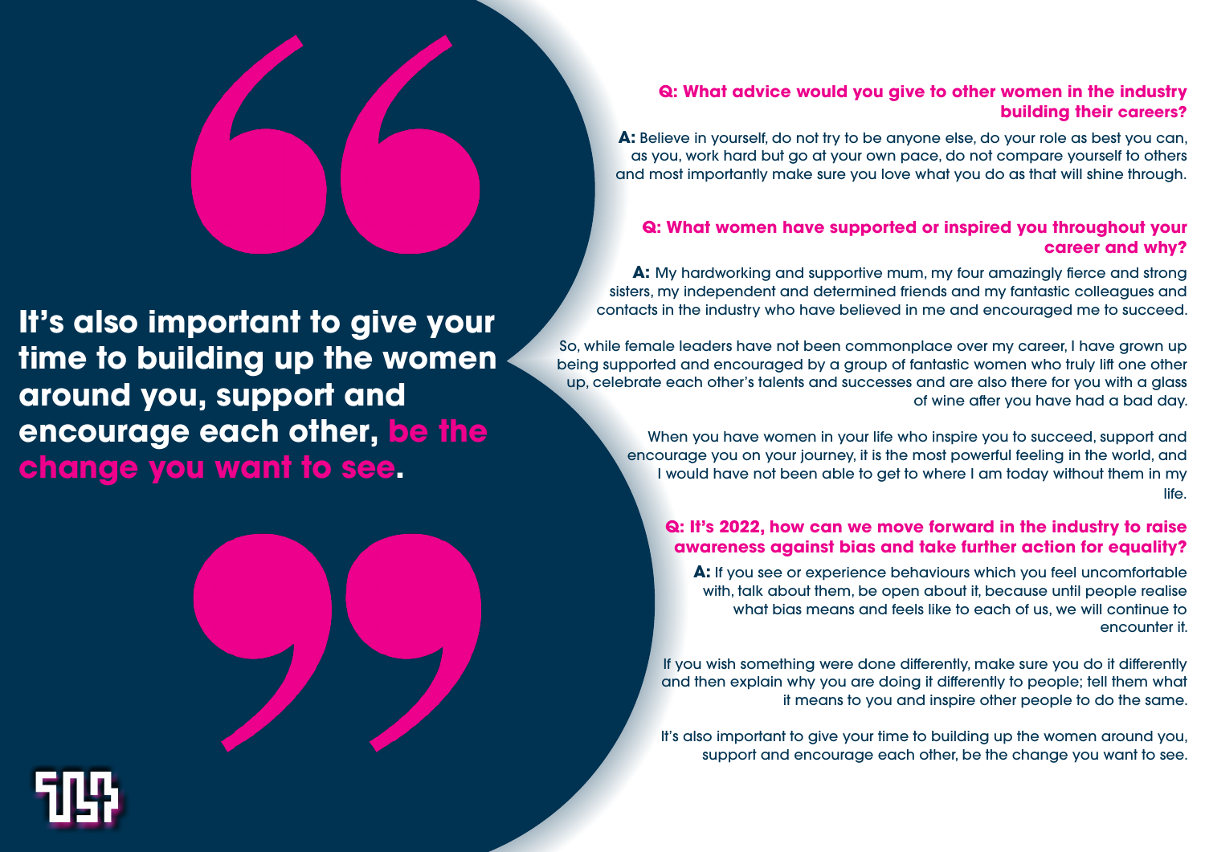> **It's also important to give your time to building up the women around you, support and encourage each other, be the change you want to see.**

**Q: What advice would you give to other women in the industry building their careers?**

**A:** Believe in yourself, do not try to be anyone else, do your role as best you can, as you, work hard but go at your own pace, do not compare yourself to others and most importantly make sure you love what you do as that will shine through.

**Q: What women have supported or inspired you throughout your career and why?**

**A:** My hardworking and supportive mum, my four amazingly fierce and strong sisters, my independent and determined friends and my fantastic colleagues and contacts in the industry who have believed in me and encouraged me to succeed.

So, while female leaders have not been commonplace over my career, I have grown up being supported and encouraged by a group of fantastic women who truly lift one other up, celebrate each other's talents and successes and are also there for you with a glass of wine after you have had a bad day.

When you have women in your life who inspire you to succeed, support and encourage you on your journey, it is the most powerful feeling in the world, and I would have not been able to get to where I am today without them in my life.

**Q: It's 2022, how can we move forward in the industry to raise awareness against bias and take further action for equality?**

**A:** If you see or experience behaviours which you feel uncomfortable with, talk about them, be open about it, because until people realise what bias means and feels like to each of us, we will continue to encounter it.

If you wish something were done differently, make sure you do it differently and then explain why you are doing it differently to people; tell them what it means to you and inspire other people to do the same.

It's also important to give your time to building up the women around you, support and encourage each other, be the change you want to see.